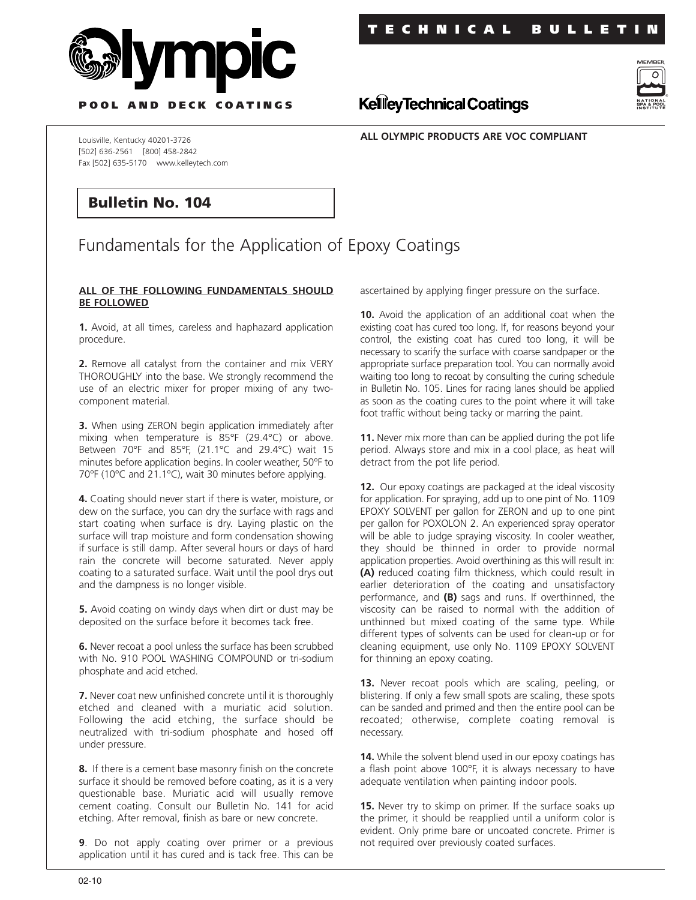**TECHNICAL BULLETIN**

Olympic

POOL AND DECK COATINGS

Kelley Technical Coatings

Louisville, Kentucky 40201-3726
[502] 636-2561 [800] 458-2842
Fax [502] 635-5170 www.kelleytech.com

**ALL OLYMPIC PRODUCTS ARE VOC COMPLIANT**

## Bulletin No. 104

# Fundamentals for the Application of Epoxy Coatings

**ALL OF THE FOLLOWING FUNDAMENTALS SHOULD BE FOLLOWED**

**1.** Avoid, at all times, careless and haphazard application procedure.

**2.** Remove all catalyst from the container and mix VERY THOROUGHLY into the base. We strongly recommend the use of an electric mixer for proper mixing of any two-component material.

**3.** When using ZERON begin application immediately after mixing when temperature is 85°F (29.4°C) or above. Between 70°F and 85°F, (21.1°C and 29.4°C) wait 15 minutes before application begins. In cooler weather, 50°F to 70°F (10°C and 21.1°C), wait 30 minutes before applying.

**4.** Coating should never start if there is water, moisture, or dew on the surface, you can dry the surface with rags and start coating when surface is dry. Laying plastic on the surface will trap moisture and form condensation showing if surface is still damp. After several hours or days of hard rain the concrete will become saturated. Never apply coating to a saturated surface. Wait until the pool drys out and the dampness is no longer visible.

**5.** Avoid coating on windy days when dirt or dust may be deposited on the surface before it becomes tack free.

**6.** Never recoat a pool unless the surface has been scrubbed with No. 910 POOL WASHING COMPOUND or tri-sodium phosphate and acid etched.

**7.** Never coat new unfinished concrete until it is thoroughly etched and cleaned with a muriatic acid solution. Following the acid etching, the surface should be neutralized with tri-sodium phosphate and hosed off under pressure.

**8.** If there is a cement base masonry finish on the concrete surface it should be removed before coating, as it is a very questionable base. Muriatic acid will usually remove cement coating. Consult our Bulletin No. 141 for acid etching. After removal, finish as bare or new concrete.

**9**. Do not apply coating over primer or a previous application until it has cured and is tack free. This can be ascertained by applying finger pressure on the surface.

**10.** Avoid the application of an additional coat when the existing coat has cured too long. If, for reasons beyond your control, the existing coat has cured too long, it will be necessary to scarify the surface with coarse sandpaper or the appropriate surface preparation tool. You can normally avoid waiting too long to recoat by consulting the curing schedule in Bulletin No. 105. Lines for racing lanes should be applied as soon as the coating cures to the point where it will take foot traffic without being tacky or marring the paint.

**11.** Never mix more than can be applied during the pot life period. Always store and mix in a cool place, as heat will detract from the pot life period.

**12.** Our epoxy coatings are packaged at the ideal viscosity for application. For spraying, add up to one pint of No. 1109 EPOXY SOLVENT per gallon for ZERON and up to one pint per gallon for POXOLON 2. An experienced spray operator will be able to judge spraying viscosity. In cooler weather, they should be thinned in order to provide normal application properties. Avoid overthinning as this will result in: **(A)** reduced coating film thickness, which could result in earlier deterioration of the coating and unsatisfactory performance, and **(B)** sags and runs. If overthinned, the viscosity can be raised to normal with the addition of unthinned but mixed coating of the same type. While different types of solvents can be used for clean-up or for cleaning equipment, use only No. 1109 EPOXY SOLVENT for thinning an epoxy coating.

**13.** Never recoat pools which are scaling, peeling, or blistering. If only a few small spots are scaling, these spots can be sanded and primed and then the entire pool can be recoated; otherwise, complete coating removal is necessary.

**14.** While the solvent blend used in our epoxy coatings has a flash point above 100°F, it is always necessary to have adequate ventilation when painting indoor pools.

**15.** Never try to skimp on primer. If the surface soaks up the primer, it should be reapplied until a uniform color is evident. Only prime bare or uncoated concrete. Primer is not required over previously coated surfaces.

02-10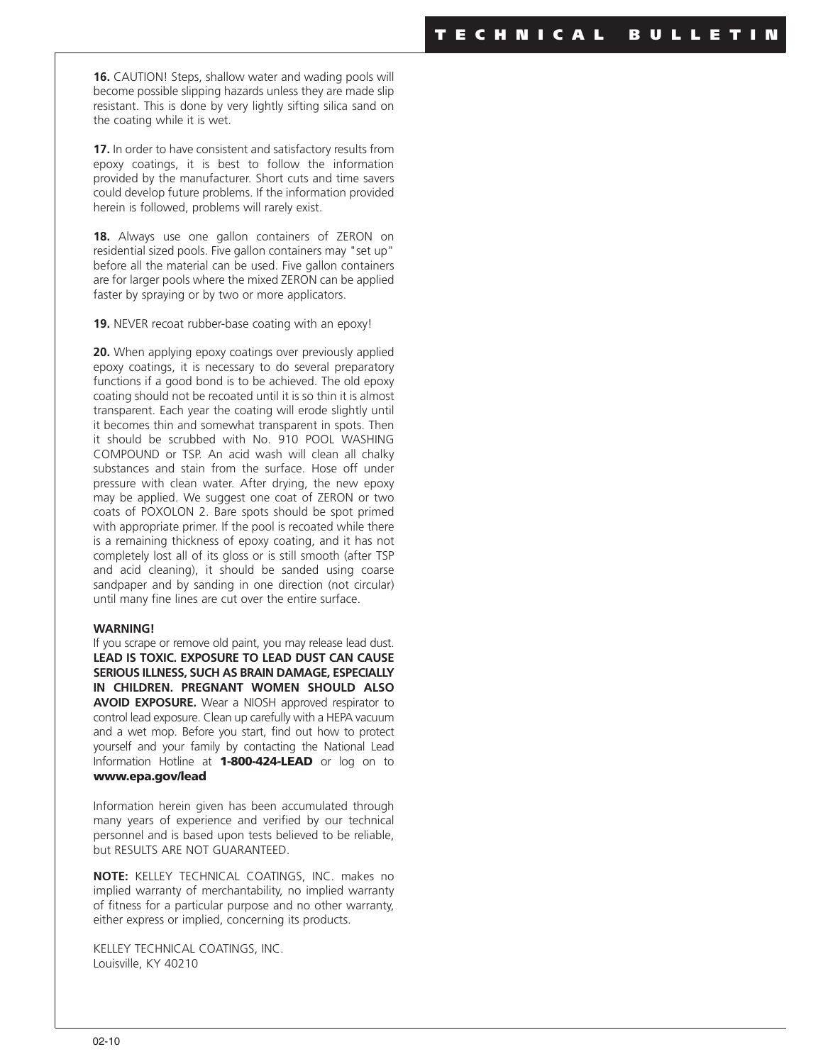**16.** CAUTION! Steps, shallow water and wading pools will become possible slipping hazards unless they are made slip resistant. This is done by very lightly sifting silica sand on the coating while it is wet.

**17.** In order to have consistent and satisfactory results from epoxy coatings, it is best to follow the information provided by the manufacturer. Short cuts and time savers could develop future problems. If the information provided herein is followed, problems will rarely exist.

**18.** Always use one gallon containers of ZERON on residential sized pools. Five gallon containers may "set up" before all the material can be used. Five gallon containers are for larger pools where the mixed ZERON can be applied faster by spraying or by two or more applicators.

**19.** NEVER recoat rubber-base coating with an epoxy!

**20.** When applying epoxy coatings over previously applied epoxy coatings, it is necessary to do several preparatory functions if a good bond is to be achieved. The old epoxy coating should not be recoated until it is so thin it is almost transparent. Each year the coating will erode slightly until it becomes thin and somewhat transparent in spots. Then it should be scrubbed with No. 910 POOL WASHING COMPOUND or TSP. An acid wash will clean all chalky substances and stain from the surface. Hose off under pressure with clean water. After drying, the new epoxy may be applied. We suggest one coat of ZERON or two coats of POXOLON 2. Bare spots should be spot primed with appropriate primer. If the pool is recoated while there is a remaining thickness of epoxy coating, and it has not completely lost all of its gloss or is still smooth (after TSP and acid cleaning), it should be sanded using coarse sandpaper and by sanding in one direction (not circular) until many fine lines are cut over the entire surface.

**WARNING!**

If you scrape or remove old paint, you may release lead dust. **LEAD IS TOXIC. EXPOSURE TO LEAD DUST CAN CAUSE SERIOUS ILLNESS, SUCH AS BRAIN DAMAGE, ESPECIALLY IN CHILDREN. PREGNANT WOMEN SHOULD ALSO AVOID EXPOSURE.** Wear a NIOSH approved respirator to control lead exposure. Clean up carefully with a HEPA vacuum and a wet mop. Before you start, find out how to protect yourself and your family by contacting the National Lead Information Hotline at **1-800-424-LEAD** or log on to **www.epa.gov/lead**

Information herein given has been accumulated through many years of experience and verified by our technical personnel and is based upon tests believed to be reliable, but RESULTS ARE NOT GUARANTEED.

**NOTE:** KELLEY TECHNICAL COATINGS, INC. makes no implied warranty of merchantability, no implied warranty of fitness for a particular purpose and no other warranty, either express or implied, concerning its products.

KELLEY TECHNICAL COATINGS, INC.
Louisville, KY 40210

02-10